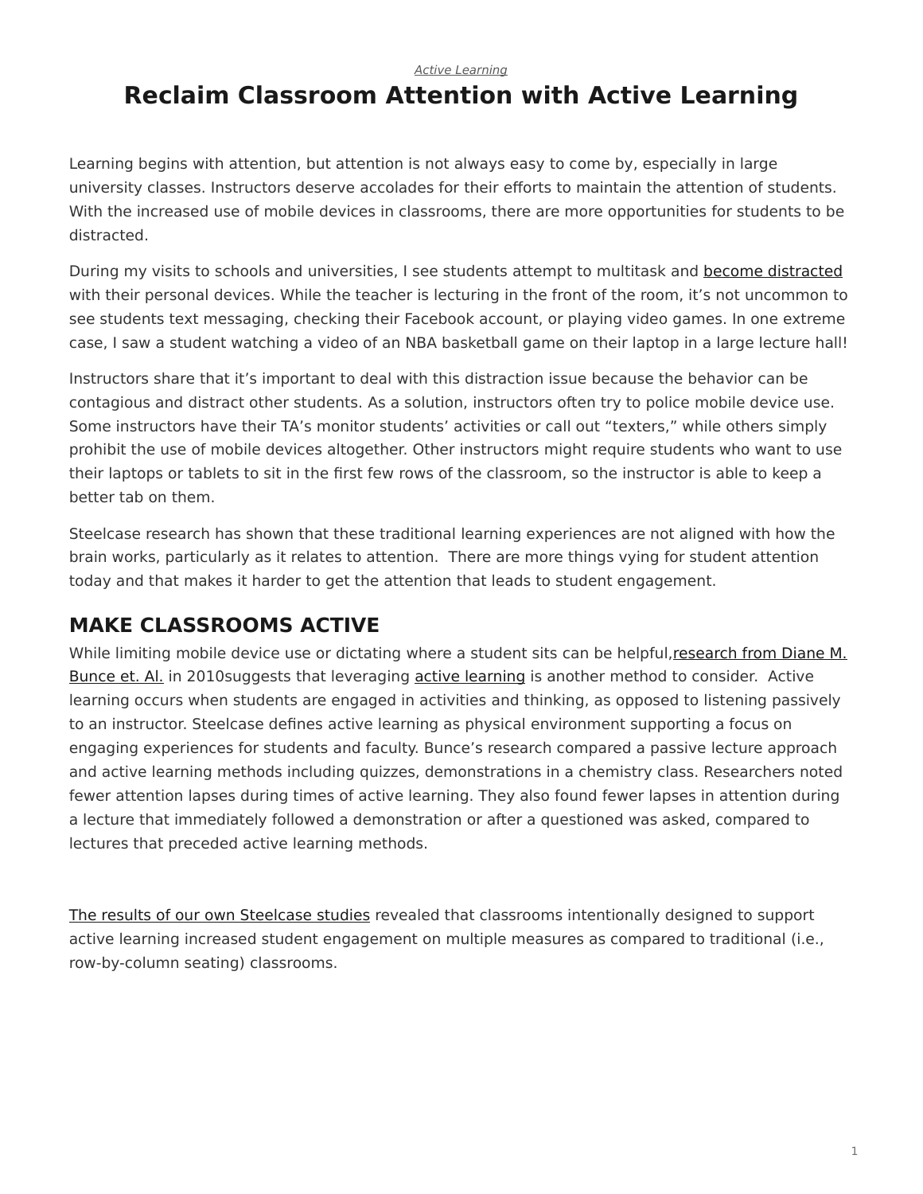*Active Learning*

# Reclaim Classroom Attention with Active Learning

Learning begins with attention, but attention is not always easy to come by, especially in large university classes. Instructors deserve accolades for their efforts to maintain the attention of students. With the increased use of mobile devices in classrooms, there are more opportunities for students to be distracted.

During my visits to schools and universities, I see students attempt to multitask and become distracted with their personal devices. While the teacher is lecturing in the front of the room, it's not uncommon to see students text messaging, checking their Facebook account, or playing video games. In one extreme case, I saw a student watching a video of an NBA basketball game on their laptop in a large lecture hall!

Instructors share that it's important to deal with this distraction issue because the behavior can be contagious and distract other students. As a solution, instructors often try to police mobile device use. Some instructors have their TA's monitor students' activities or call out "texters," while others simply prohibit the use of mobile devices altogether. Other instructors might require students who want to use their laptops or tablets to sit in the first few rows of the classroom, so the instructor is able to keep a better tab on them.

Steelcase research has shown that these traditional learning experiences are not aligned with how the brain works, particularly as it relates to attention.  There are more things vying for student attention today and that makes it harder to get the attention that leads to student engagement.

## MAKE CLASSROOMS ACTIVE

While limiting mobile device use or dictating where a student sits can be helpful,research from Diane M. Bunce et. Al. in 2010suggests that leveraging active learning is another method to consider.  Active learning occurs when students are engaged in activities and thinking, as opposed to listening passively to an instructor. Steelcase defines active learning as physical environment supporting a focus on engaging experiences for students and faculty. Bunce's research compared a passive lecture approach and active learning methods including quizzes, demonstrations in a chemistry class. Researchers noted fewer attention lapses during times of active learning. They also found fewer lapses in attention during a lecture that immediately followed a demonstration or after a questioned was asked, compared to lectures that preceded active learning methods.

The results of our own Steelcase studies revealed that classrooms intentionally designed to support active learning increased student engagement on multiple measures as compared to traditional (i.e., row-by-column seating) classrooms.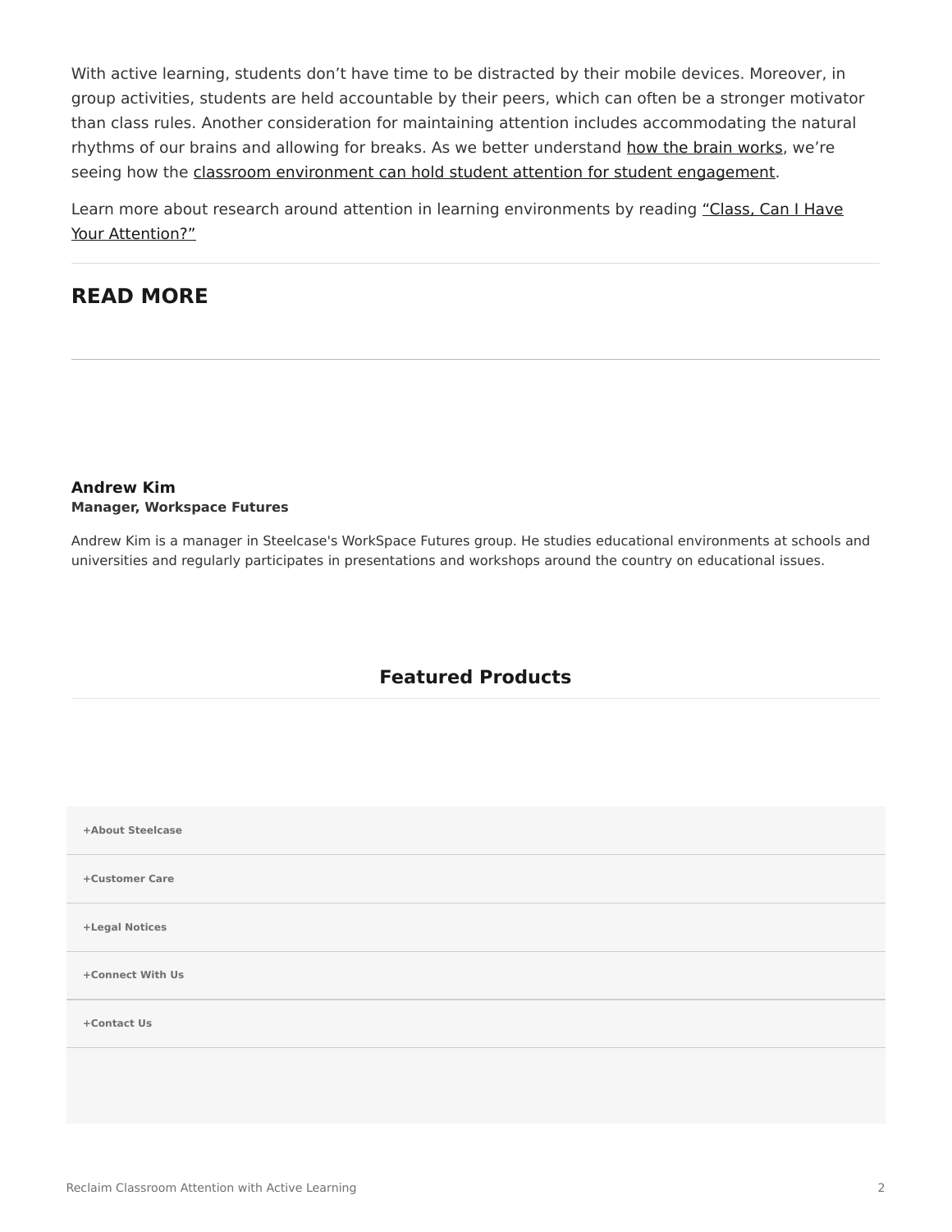With active learning, students don't have time to be distracted by their mobile devices. Moreover, in group activities, students are held accountable by their peers, which can often be a stronger motivator than class rules. Another consideration for maintaining attention includes accommodating the natural rhythms of our brains and allowing for breaks. As we better understand how the brain works, we're seeing how the classroom environment can hold student attention for student engagement.

Learn more about research around attention in learning environments by reading "Class, Can I Have Your Attention?"

## READ MORE

**Andrew Kim**
**Manager, Workspace Futures**

Andrew Kim is a manager in Steelcase's WorkSpace Futures group. He studies educational environments at schools and universities and regularly participates in presentations and workshops around the country on educational issues.

## Featured Products

**+About Steelcase**

**+Customer Care**

**+Legal Notices**

**+Connect With Us**

**+Contact Us**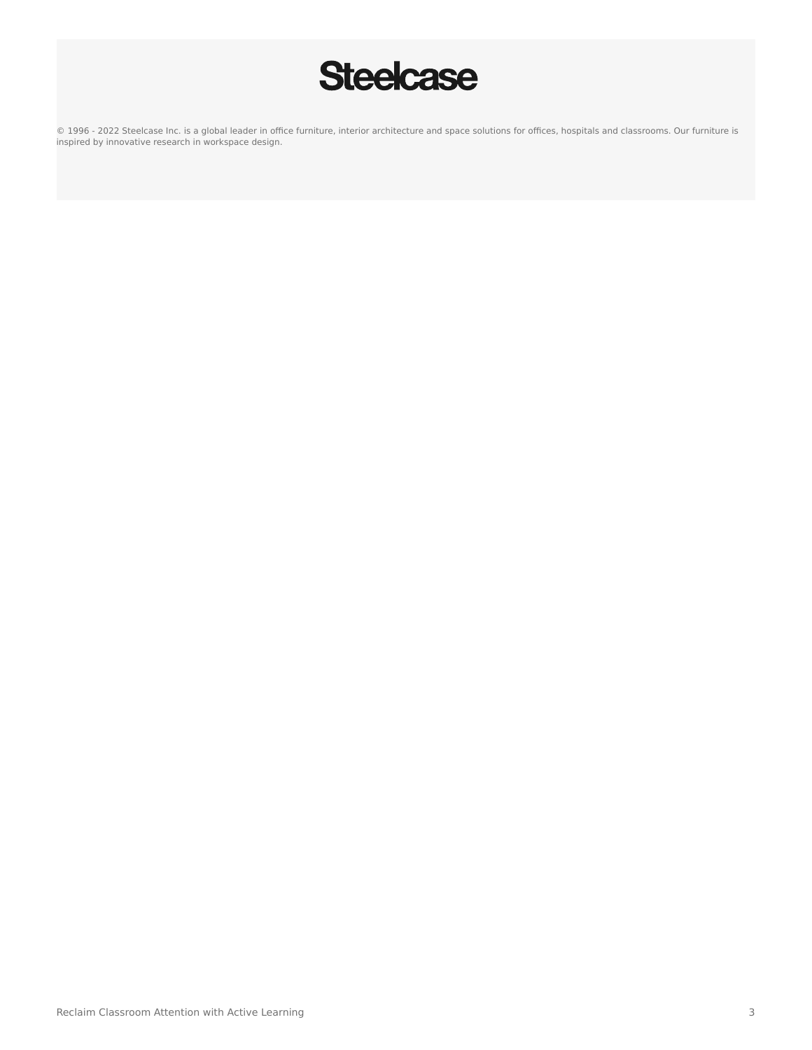Steelcase

© 1996 - 2022 Steelcase Inc. is a global leader in office furniture, interior architecture and space solutions for offices, hospitals and classrooms. Our furniture is inspired by innovative research in workspace design.